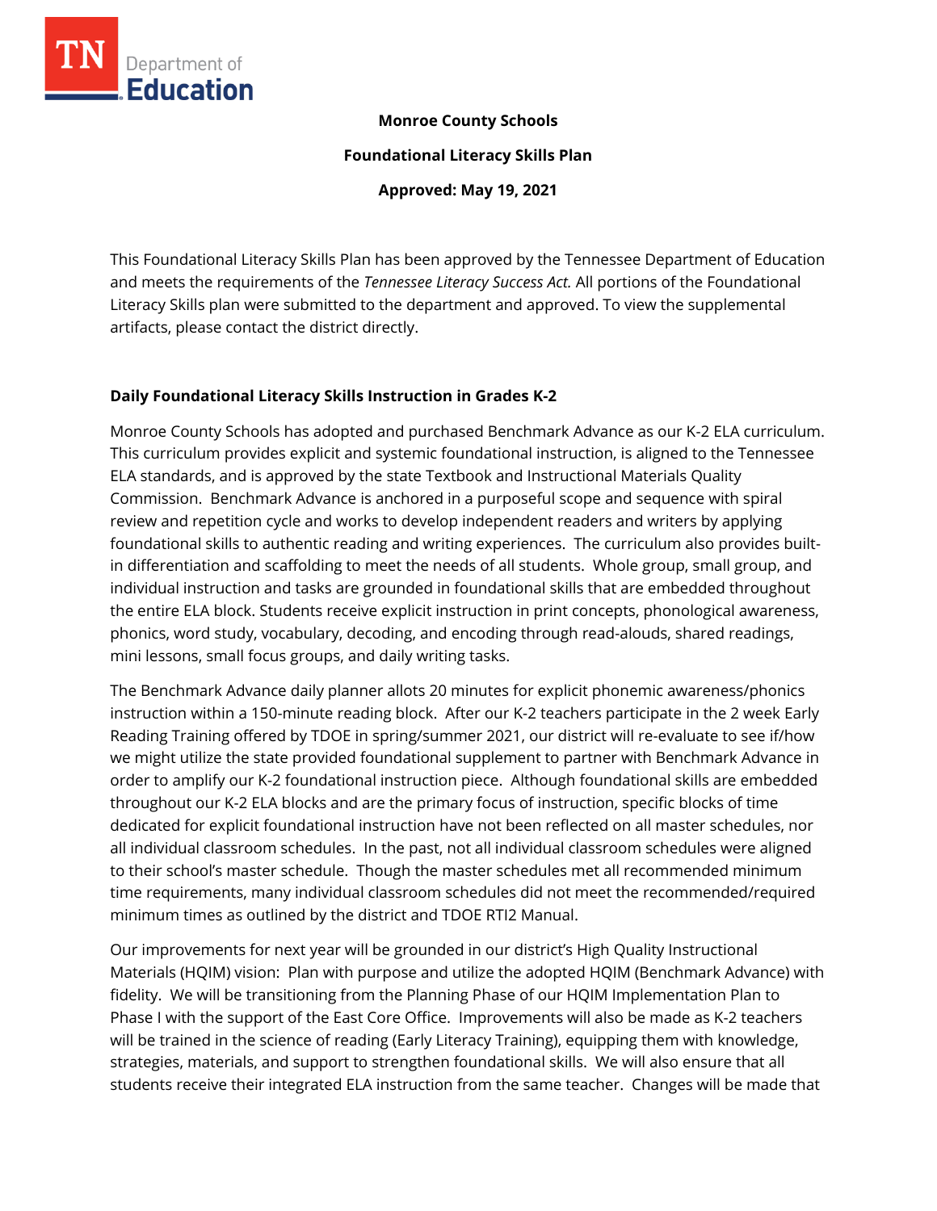**Monroe County Schools**

**Foundational Literacy Skills Plan**

**Approved: May 19, 2021**

This Foundational Literacy Skills Plan has been approved by the Tennessee Department of Education and meets the requirements of the *Tennessee Literacy Success Act.* All portions of the Foundational Literacy Skills plan were submitted to the department and approved. To view the supplemental artifacts, please contact the district directly.

## Daily Foundational Literacy Skills Instruction in Grades K-2

Monroe County Schools has adopted and purchased Benchmark Advance as our K-2 ELA curriculum. This curriculum provides explicit and systemic foundational instruction, is aligned to the Tennessee ELA standards, and is approved by the state Textbook and Instructional Materials Quality Commission. Benchmark Advance is anchored in a purposeful scope and sequence with spiral review and repetition cycle and works to develop independent readers and writers by applying foundational skills to authentic reading and writing experiences. The curriculum also provides built-in differentiation and scaffolding to meet the needs of all students. Whole group, small group, and individual instruction and tasks are grounded in foundational skills that are embedded throughout the entire ELA block. Students receive explicit instruction in print concepts, phonological awareness, phonics, word study, vocabulary, decoding, and encoding through read-alouds, shared readings, mini lessons, small focus groups, and daily writing tasks.

The Benchmark Advance daily planner allots 20 minutes for explicit phonemic awareness/phonics instruction within a 150-minute reading block. After our K-2 teachers participate in the 2 week Early Reading Training offered by TDOE in spring/summer 2021, our district will re-evaluate to see if/how we might utilize the state provided foundational supplement to partner with Benchmark Advance in order to amplify our K-2 foundational instruction piece. Although foundational skills are embedded throughout our K-2 ELA blocks and are the primary focus of instruction, specific blocks of time dedicated for explicit foundational instruction have not been reflected on all master schedules, nor all individual classroom schedules. In the past, not all individual classroom schedules were aligned to their school's master schedule. Though the master schedules met all recommended minimum time requirements, many individual classroom schedules did not meet the recommended/required minimum times as outlined by the district and TDOE RTI2 Manual.

Our improvements for next year will be grounded in our district's High Quality Instructional Materials (HQIM) vision: Plan with purpose and utilize the adopted HQIM (Benchmark Advance) with fidelity. We will be transitioning from the Planning Phase of our HQIM Implementation Plan to Phase I with the support of the East Core Office. Improvements will also be made as K-2 teachers will be trained in the science of reading (Early Literacy Training), equipping them with knowledge, strategies, materials, and support to strengthen foundational skills. We will also ensure that all students receive their integrated ELA instruction from the same teacher. Changes will be made that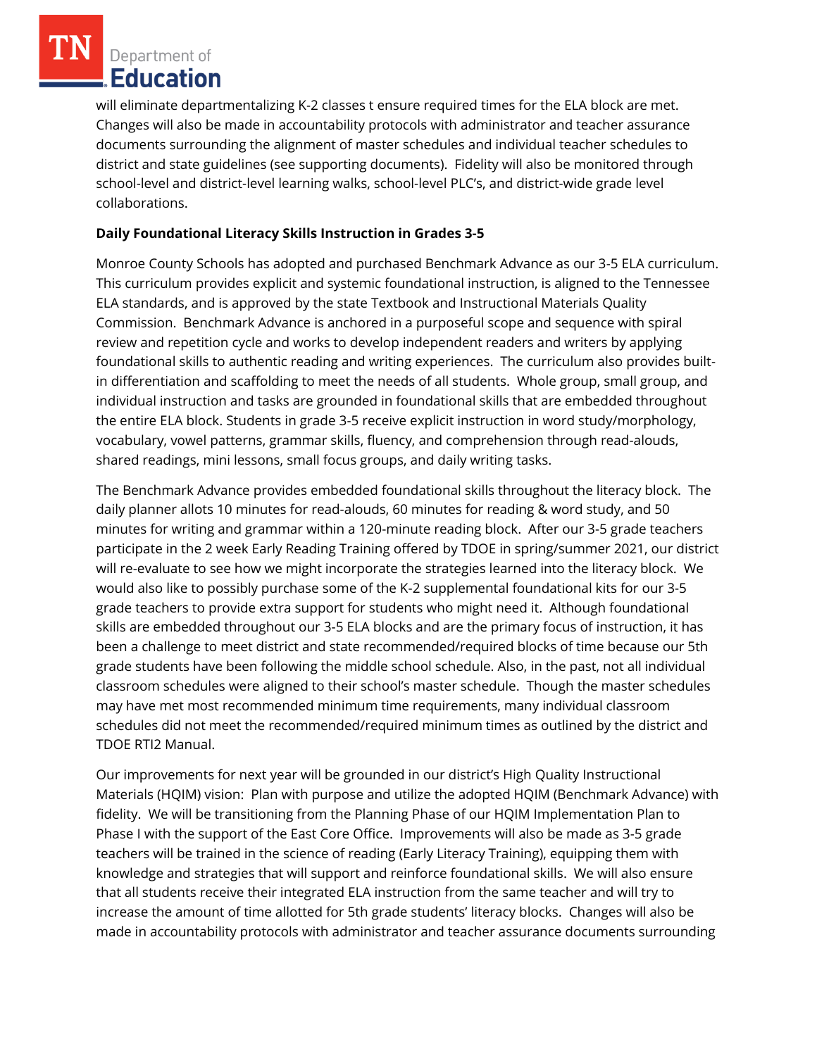will eliminate departmentalizing K-2 classes t ensure required times for the ELA block are met. Changes will also be made in accountability protocols with administrator and teacher assurance documents surrounding the alignment of master schedules and individual teacher schedules to district and state guidelines (see supporting documents). Fidelity will also be monitored through school-level and district-level learning walks, school-level PLC's, and district-wide grade level collaborations.

**Daily Foundational Literacy Skills Instruction in Grades 3-5**

Monroe County Schools has adopted and purchased Benchmark Advance as our 3-5 ELA curriculum. This curriculum provides explicit and systemic foundational instruction, is aligned to the Tennessee ELA standards, and is approved by the state Textbook and Instructional Materials Quality Commission. Benchmark Advance is anchored in a purposeful scope and sequence with spiral review and repetition cycle and works to develop independent readers and writers by applying foundational skills to authentic reading and writing experiences. The curriculum also provides built-in differentiation and scaffolding to meet the needs of all students. Whole group, small group, and individual instruction and tasks are grounded in foundational skills that are embedded throughout the entire ELA block. Students in grade 3-5 receive explicit instruction in word study/morphology, vocabulary, vowel patterns, grammar skills, fluency, and comprehension through read-alouds, shared readings, mini lessons, small focus groups, and daily writing tasks.

The Benchmark Advance provides embedded foundational skills throughout the literacy block. The daily planner allots 10 minutes for read-alouds, 60 minutes for reading & word study, and 50 minutes for writing and grammar within a 120-minute reading block. After our 3-5 grade teachers participate in the 2 week Early Reading Training offered by TDOE in spring/summer 2021, our district will re-evaluate to see how we might incorporate the strategies learned into the literacy block. We would also like to possibly purchase some of the K-2 supplemental foundational kits for our 3-5 grade teachers to provide extra support for students who might need it. Although foundational skills are embedded throughout our 3-5 ELA blocks and are the primary focus of instruction, it has been a challenge to meet district and state recommended/required blocks of time because our 5th grade students have been following the middle school schedule. Also, in the past, not all individual classroom schedules were aligned to their school's master schedule. Though the master schedules may have met most recommended minimum time requirements, many individual classroom schedules did not meet the recommended/required minimum times as outlined by the district and TDOE RTI2 Manual.

Our improvements for next year will be grounded in our district's High Quality Instructional Materials (HQIM) vision: Plan with purpose and utilize the adopted HQIM (Benchmark Advance) with fidelity. We will be transitioning from the Planning Phase of our HQIM Implementation Plan to Phase I with the support of the East Core Office. Improvements will also be made as 3-5 grade teachers will be trained in the science of reading (Early Literacy Training), equipping them with knowledge and strategies that will support and reinforce foundational skills. We will also ensure that all students receive their integrated ELA instruction from the same teacher and will try to increase the amount of time allotted for 5th grade students' literacy blocks. Changes will also be made in accountability protocols with administrator and teacher assurance documents surrounding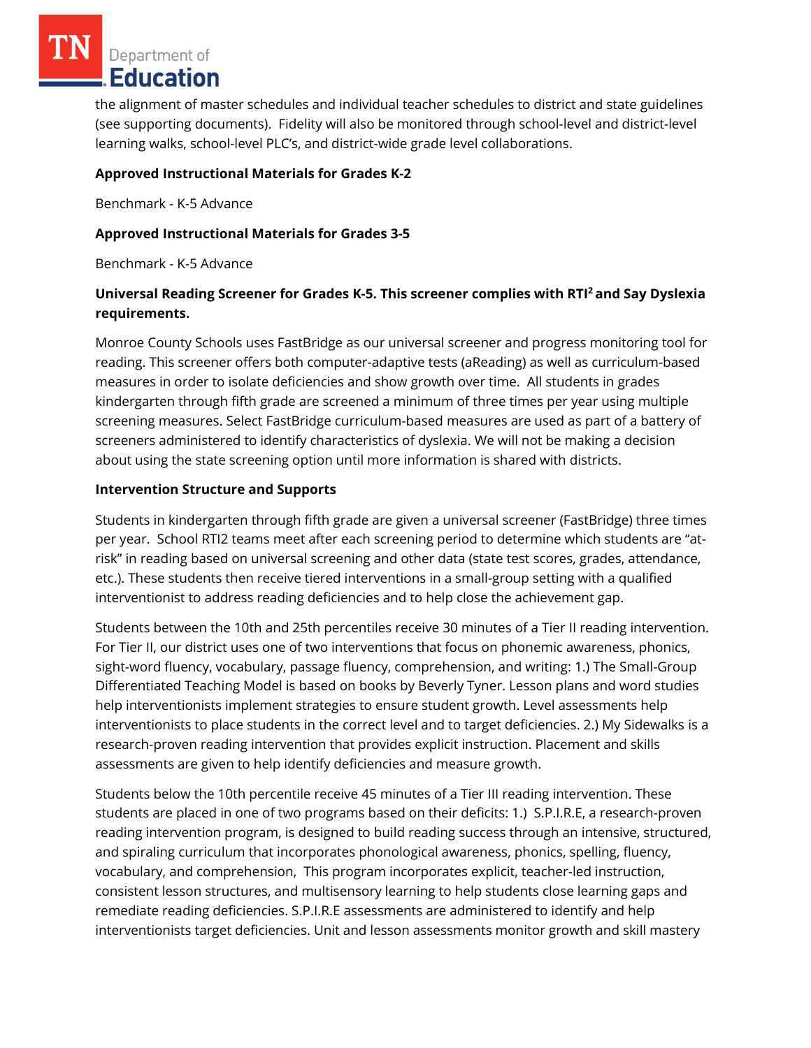the alignment of master schedules and individual teacher schedules to district and state guidelines (see supporting documents). Fidelity will also be monitored through school-level and district-level learning walks, school-level PLC's, and district-wide grade level collaborations.

**Approved Instructional Materials for Grades K-2**

Benchmark - K-5 Advance

**Approved Instructional Materials for Grades 3-5**

Benchmark - K-5 Advance

**Universal Reading Screener for Grades K-5. This screener complies with RTI$^2$ and Say Dyslexia requirements.**

Monroe County Schools uses FastBridge as our universal screener and progress monitoring tool for reading. This screener offers both computer-adaptive tests (aReading) as well as curriculum-based measures in order to isolate deficiencies and show growth over time. All students in grades kindergarten through fifth grade are screened a minimum of three times per year using multiple screening measures. Select FastBridge curriculum-based measures are used as part of a battery of screeners administered to identify characteristics of dyslexia. We will not be making a decision about using the state screening option until more information is shared with districts.

**Intervention Structure and Supports**

Students in kindergarten through fifth grade are given a universal screener (FastBridge) three times per year. School RTI2 teams meet after each screening period to determine which students are "at-risk" in reading based on universal screening and other data (state test scores, grades, attendance, etc.). These students then receive tiered interventions in a small-group setting with a qualified interventionist to address reading deficiencies and to help close the achievement gap.

Students between the 10th and 25th percentiles receive 30 minutes of a Tier II reading intervention. For Tier II, our district uses one of two interventions that focus on phonemic awareness, phonics, sight-word fluency, vocabulary, passage fluency, comprehension, and writing: 1.) The Small-Group Differentiated Teaching Model is based on books by Beverly Tyner. Lesson plans and word studies help interventionists implement strategies to ensure student growth. Level assessments help interventionists to place students in the correct level and to target deficiencies. 2.) My Sidewalks is a research-proven reading intervention that provides explicit instruction. Placement and skills assessments are given to help identify deficiencies and measure growth.

Students below the 10th percentile receive 45 minutes of a Tier III reading intervention. These students are placed in one of two programs based on their deficits: 1.) S.P.I.R.E, a research-proven reading intervention program, is designed to build reading success through an intensive, structured, and spiraling curriculum that incorporates phonological awareness, phonics, spelling, fluency, vocabulary, and comprehension, This program incorporates explicit, teacher-led instruction, consistent lesson structures, and multisensory learning to help students close learning gaps and remediate reading deficiencies. S.P.I.R.E assessments are administered to identify and help interventionists target deficiencies. Unit and lesson assessments monitor growth and skill mastery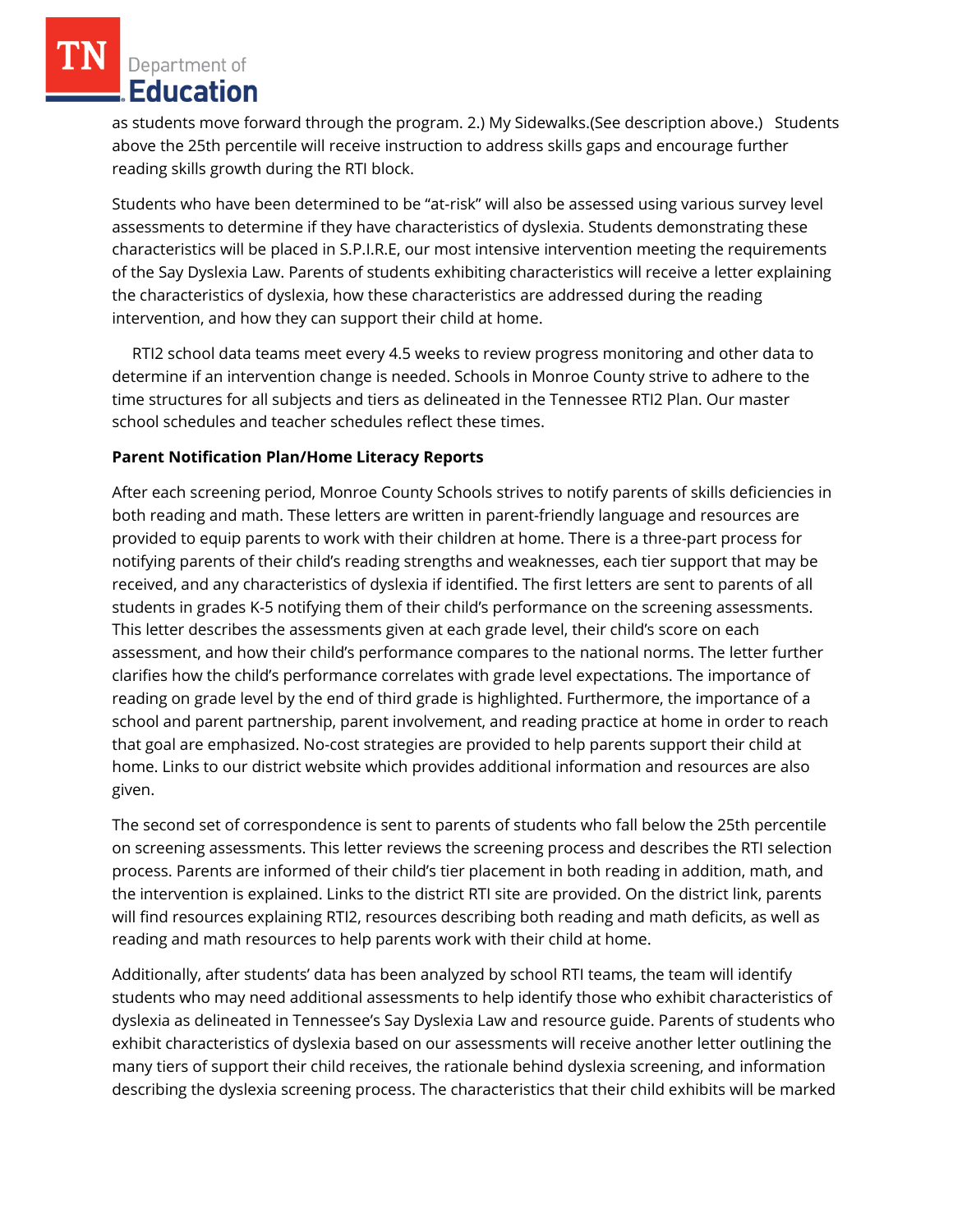as students move forward through the program. 2.) My Sidewalks.(See description above.) Students above the 25th percentile will receive instruction to address skills gaps and encourage further reading skills growth during the RTI block.

Students who have been determined to be "at-risk" will also be assessed using various survey level assessments to determine if they have characteristics of dyslexia. Students demonstrating these characteristics will be placed in S.P.I.R.E, our most intensive intervention meeting the requirements of the Say Dyslexia Law. Parents of students exhibiting characteristics will receive a letter explaining the characteristics of dyslexia, how these characteristics are addressed during the reading intervention, and how they can support their child at home.

RTI2 school data teams meet every 4.5 weeks to review progress monitoring and other data to determine if an intervention change is needed. Schools in Monroe County strive to adhere to the time structures for all subjects and tiers as delineated in the Tennessee RTI2 Plan. Our master school schedules and teacher schedules reflect these times.

**Parent Notification Plan/Home Literacy Reports**

After each screening period, Monroe County Schools strives to notify parents of skills deficiencies in both reading and math. These letters are written in parent-friendly language and resources are provided to equip parents to work with their children at home. There is a three-part process for notifying parents of their child's reading strengths and weaknesses, each tier support that may be received, and any characteristics of dyslexia if identified. The first letters are sent to parents of all students in grades K-5 notifying them of their child's performance on the screening assessments. This letter describes the assessments given at each grade level, their child's score on each assessment, and how their child's performance compares to the national norms. The letter further clarifies how the child's performance correlates with grade level expectations. The importance of reading on grade level by the end of third grade is highlighted. Furthermore, the importance of a school and parent partnership, parent involvement, and reading practice at home in order to reach that goal are emphasized. No-cost strategies are provided to help parents support their child at home. Links to our district website which provides additional information and resources are also given.

The second set of correspondence is sent to parents of students who fall below the 25th percentile on screening assessments. This letter reviews the screening process and describes the RTI selection process. Parents are informed of their child's tier placement in both reading in addition, math, and the intervention is explained. Links to the district RTI site are provided. On the district link, parents will find resources explaining RTI2, resources describing both reading and math deficits, as well as reading and math resources to help parents work with their child at home.

Additionally, after students' data has been analyzed by school RTI teams, the team will identify students who may need additional assessments to help identify those who exhibit characteristics of dyslexia as delineated in Tennessee's Say Dyslexia Law and resource guide. Parents of students who exhibit characteristics of dyslexia based on our assessments will receive another letter outlining the many tiers of support their child receives, the rationale behind dyslexia screening, and information describing the dyslexia screening process. The characteristics that their child exhibits will be marked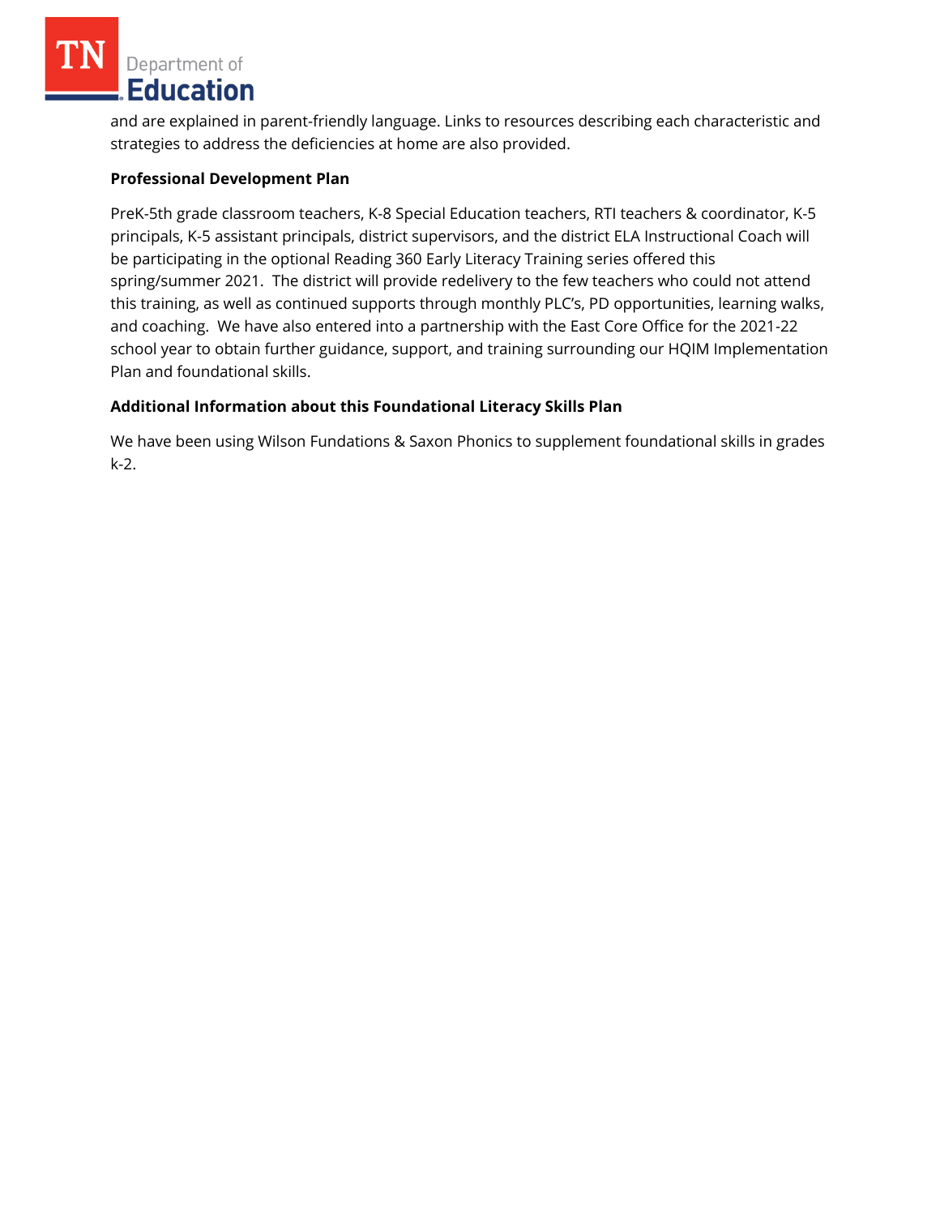and are explained in parent-friendly language. Links to resources describing each characteristic and strategies to address the deficiencies at home are also provided.

**Professional Development Plan**

PreK-5th grade classroom teachers, K-8 Special Education teachers, RTI teachers & coordinator, K-5 principals, K-5 assistant principals, district supervisors, and the district ELA Instructional Coach will be participating in the optional Reading 360 Early Literacy Training series offered this spring/summer 2021. The district will provide redelivery to the few teachers who could not attend this training, as well as continued supports through monthly PLC's, PD opportunities, learning walks, and coaching. We have also entered into a partnership with the East Core Office for the 2021-22 school year to obtain further guidance, support, and training surrounding our HQIM Implementation Plan and foundational skills.

**Additional Information about this Foundational Literacy Skills Plan**

We have been using Wilson Fundations & Saxon Phonics to supplement foundational skills in grades k-2.